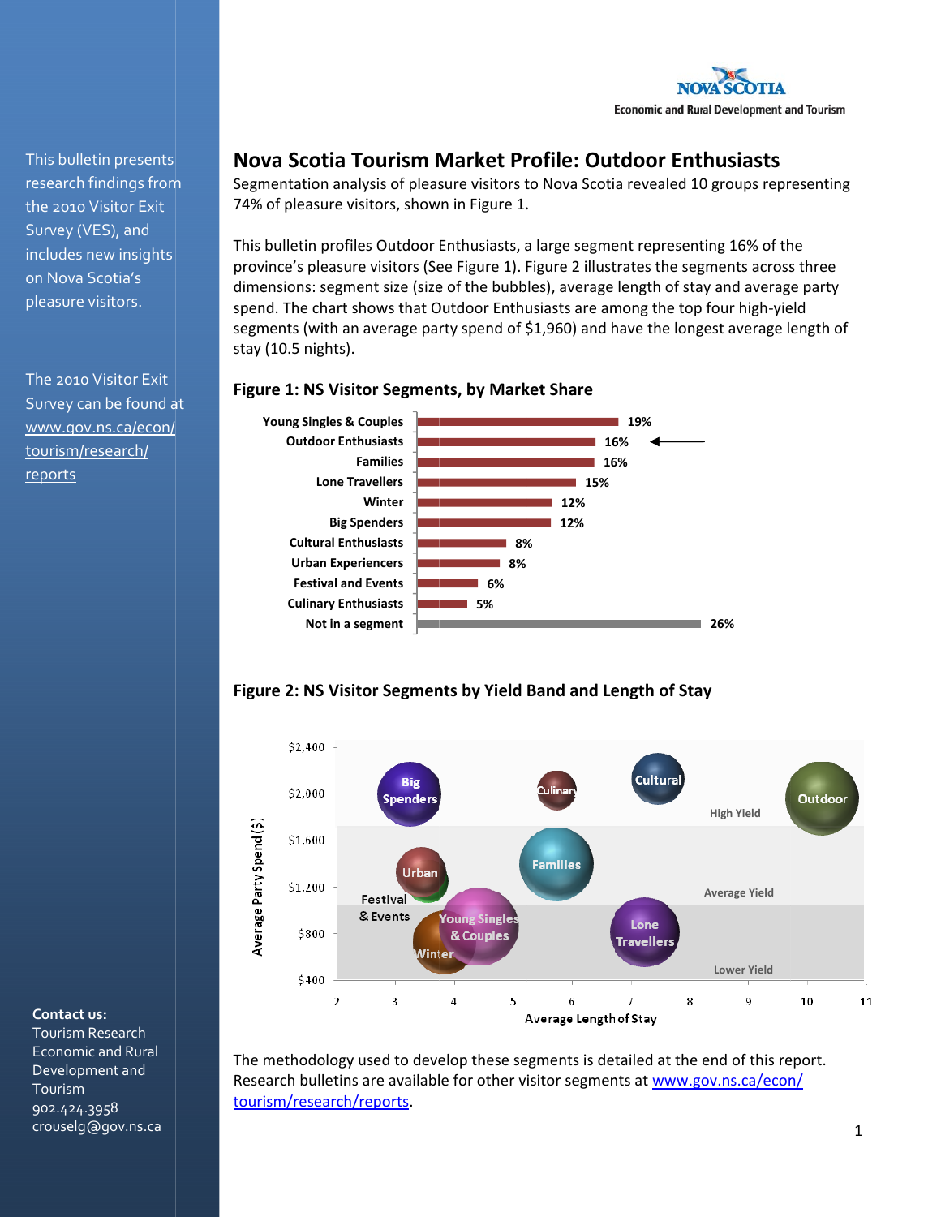Nova Scotia Economic and Rural Development and Tourism

This bulletin presents research findings from the 2010 Visitor Exit Survey (VES), and includes new insights on Nova Scotia's pleasure visitors.

The 2010 Visitor Exit Survey can be found at www.gov.ns.ca/econ/tourism/research/reports

# Nova Scotia Tourism Market Profile: Outdoor Enthusiasts

Segmentation analysis of pleasure visitors to Nova Scotia revealed 10 groups representing 74% of pleasure visitors, shown in Figure 1.

This bulletin profiles Outdoor Enthusiasts, a large segment representing 16% of the province's pleasure visitors (See Figure 1). Figure 2 illustrates the segments across three dimensions: segment size (size of the bubbles), average length of stay and average party spend. The chart shows that Outdoor Enthusiasts are among the top four high-yield segments (with an average party spend of $1,960) and have the longest average length of stay (10.5 nights).

### Figure 1: NS Visitor Segments, by Market Share

| Segment | Market Share |
| --- | --- |
| Young Singles & Couples | 19% |
| Outdoor Enthusiasts | 16% |
| Families | 16% |
| Lone Travellers | 15% |
| Winter | 12% |
| Big Spenders | 12% |
| Cultural Enthusiasts | 8% |
| Urban Experiencers | 8% |
| Festival and Events | 6% |
| Culinary Enthusiasts | 5% |
| Not in a segment | 26% |

### Figure 2: NS Visitor Segments by Yield Band and Length of Stay

(Bubble chart: Average Party Spend ($) vs. Average Length of Stay; bands: High Yield, Average Yield, Lower Yield. Segments shown: Big Spenders, Culinary, Cultural, Outdoor, Urban, Festival & Events, Families, Young Singles & Couples, Winter, Lone Travellers.)

The methodology used to develop these segments is detailed at the end of this report. Research bulletins are available for other visitor segments at www.gov.ns.ca/econ/tourism/research/reports.

**Contact us:**
Tourism Research
Economic and Rural Development and Tourism
902.424.3958
crouselg@gov.ns.ca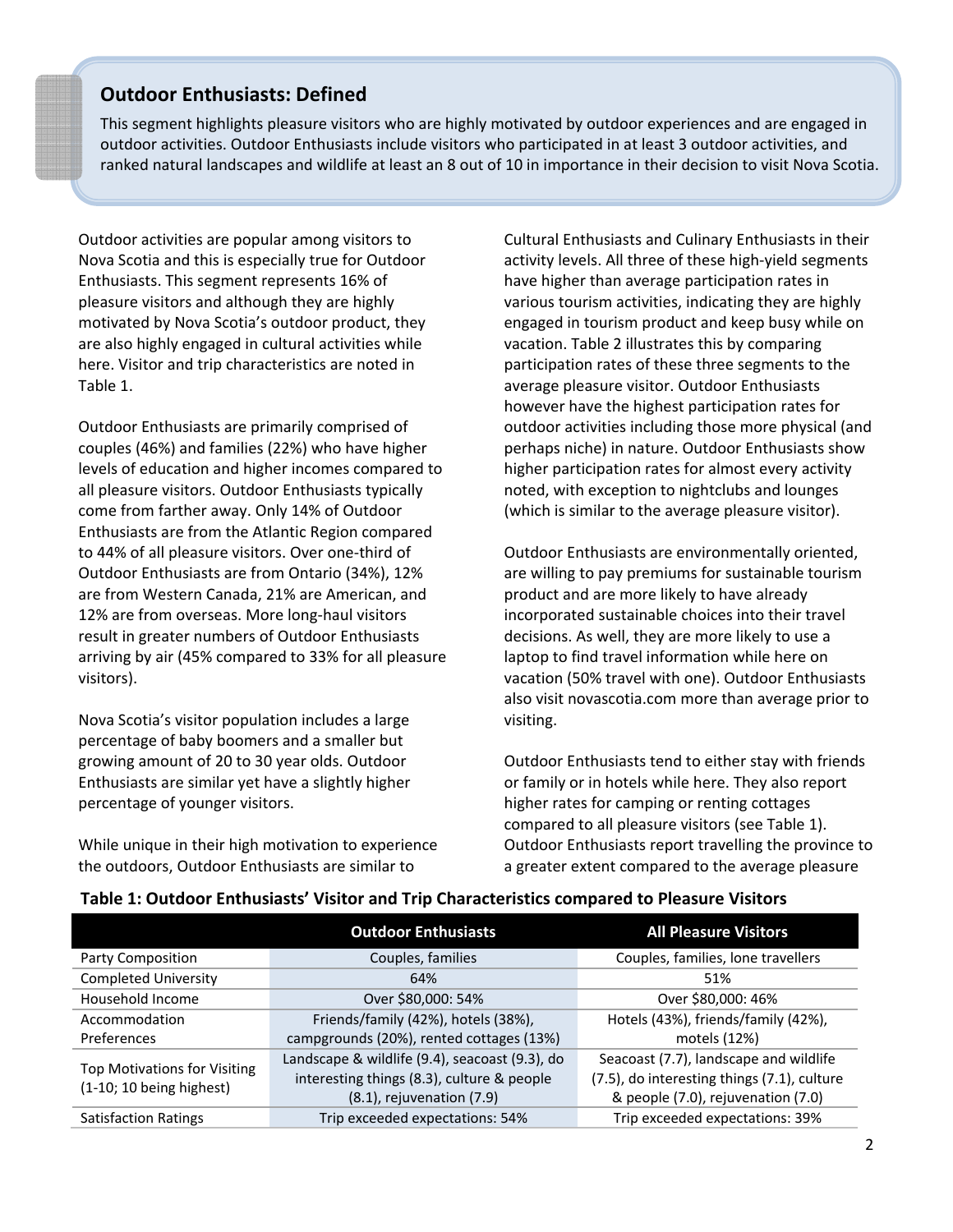## Outdoor Enthusiasts: Defined

This segment highlights pleasure visitors who are highly motivated by outdoor experiences and are engaged in outdoor activities. Outdoor Enthusiasts include visitors who participated in at least 3 outdoor activities, and ranked natural landscapes and wildlife at least an 8 out of 10 in importance in their decision to visit Nova Scotia.

Outdoor activities are popular among visitors to Nova Scotia and this is especially true for Outdoor Enthusiasts. This segment represents 16% of pleasure visitors and although they are highly motivated by Nova Scotia's outdoor product, they are also highly engaged in cultural activities while here. Visitor and trip characteristics are noted in Table 1.

Outdoor Enthusiasts are primarily comprised of couples (46%) and families (22%) who have higher levels of education and higher incomes compared to all pleasure visitors. Outdoor Enthusiasts typically come from farther away. Only 14% of Outdoor Enthusiasts are from the Atlantic Region compared to 44% of all pleasure visitors. Over one-third of Outdoor Enthusiasts are from Ontario (34%), 12% are from Western Canada, 21% are American, and 12% are from overseas. More long-haul visitors result in greater numbers of Outdoor Enthusiasts arriving by air (45% compared to 33% for all pleasure visitors).

Nova Scotia's visitor population includes a large percentage of baby boomers and a smaller but growing amount of 20 to 30 year olds. Outdoor Enthusiasts are similar yet have a slightly higher percentage of younger visitors.

While unique in their high motivation to experience the outdoors, Outdoor Enthusiasts are similar to Cultural Enthusiasts and Culinary Enthusiasts in their activity levels. All three of these high-yield segments have higher than average participation rates in various tourism activities, indicating they are highly engaged in tourism product and keep busy while on vacation. Table 2 illustrates this by comparing participation rates of these three segments to the average pleasure visitor. Outdoor Enthusiasts however have the highest participation rates for outdoor activities including those more physical (and perhaps niche) in nature. Outdoor Enthusiasts show higher participation rates for almost every activity noted, with exception to nightclubs and lounges (which is similar to the average pleasure visitor).

Outdoor Enthusiasts are environmentally oriented, are willing to pay premiums for sustainable tourism product and are more likely to have already incorporated sustainable choices into their travel decisions. As well, they are more likely to use a laptop to find travel information while here on vacation (50% travel with one). Outdoor Enthusiasts also visit novascotia.com more than average prior to visiting.

Outdoor Enthusiasts tend to either stay with friends or family or in hotels while here. They also report higher rates for camping or renting cottages compared to all pleasure visitors (see Table 1). Outdoor Enthusiasts report travelling the province to a greater extent compared to the average pleasure

**Table 1: Outdoor Enthusiasts' Visitor and Trip Characteristics compared to Pleasure Visitors**

| | Outdoor Enthusiasts | All Pleasure Visitors |
|---|---|---|
| Party Composition | Couples, families | Couples, families, lone travellers |
| Completed University | 64% | 51% |
| Household Income | Over $80,000: 54% | Over $80,000: 46% |
| Accommodation Preferences | Friends/family (42%), hotels (38%), campgrounds (20%), rented cottages (13%) | Hotels (43%), friends/family (42%), motels (12%) |
| Top Motivations for Visiting (1-10; 10 being highest) | Landscape & wildlife (9.4), seacoast (9.3), do interesting things (8.3), culture & people (8.1), rejuvenation (7.9) | Seacoast (7.7), landscape and wildlife (7.5), do interesting things (7.1), culture & people (7.0), rejuvenation (7.0) |
| Satisfaction Ratings | Trip exceeded expectations: 54% | Trip exceeded expectations: 39% |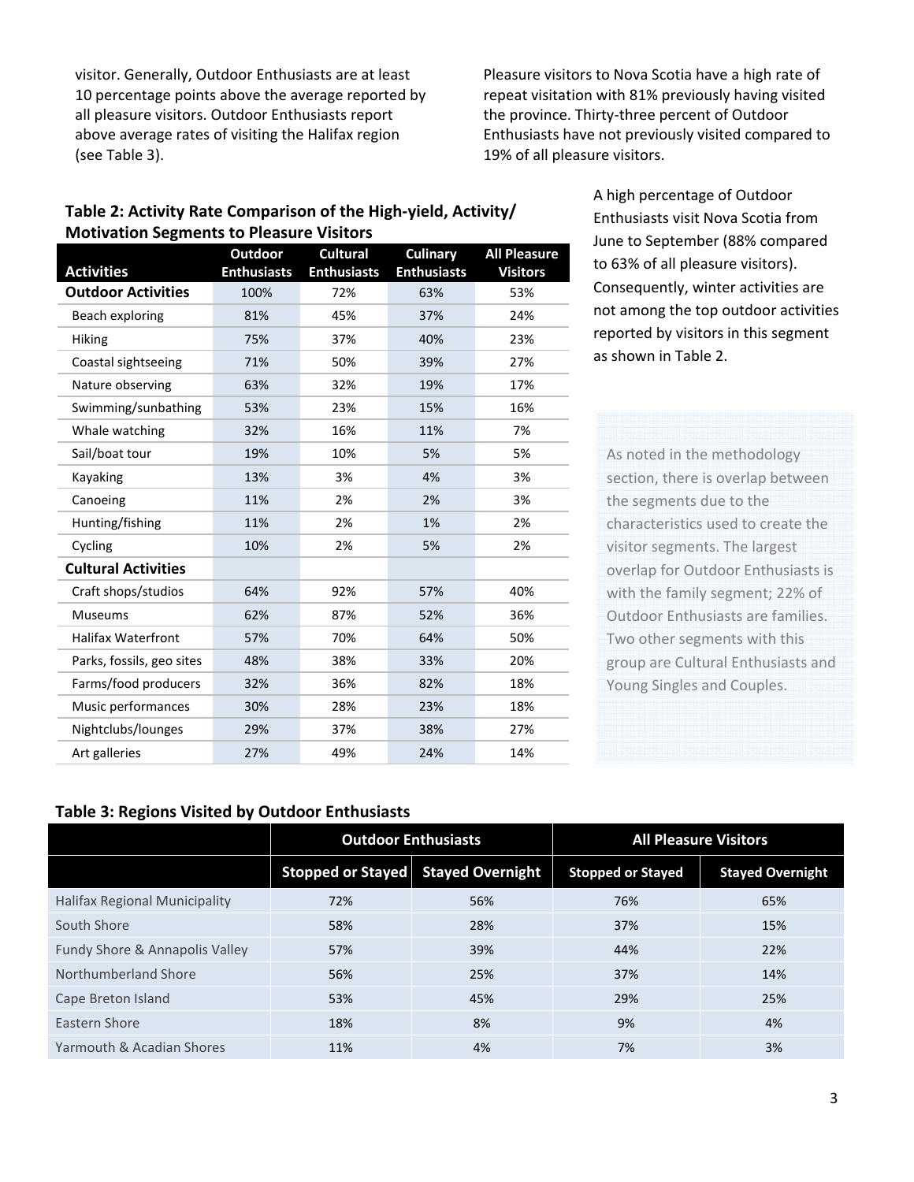visitor. Generally, Outdoor Enthusiasts are at least 10 percentage points above the average reported by all pleasure visitors. Outdoor Enthusiasts report above average rates of visiting the Halifax region (see Table 3).

Pleasure visitors to Nova Scotia have a high rate of repeat visitation with 81% previously having visited the province. Thirty-three percent of Outdoor Enthusiasts have not previously visited compared to 19% of all pleasure visitors.

**Table 2: Activity Rate Comparison of the High-yield, Activity/ Motivation Segments to Pleasure Visitors**

| Activities | Outdoor Enthusiasts | Cultural Enthusiasts | Culinary Enthusiasts | All Pleasure Visitors |
|---|---|---|---|---|
| **Outdoor Activities** | 100% | 72% | 63% | 53% |
| Beach exploring | 81% | 45% | 37% | 24% |
| Hiking | 75% | 37% | 40% | 23% |
| Coastal sightseeing | 71% | 50% | 39% | 27% |
| Nature observing | 63% | 32% | 19% | 17% |
| Swimming/sunbathing | 53% | 23% | 15% | 16% |
| Whale watching | 32% | 16% | 11% | 7% |
| Sail/boat tour | 19% | 10% | 5% | 5% |
| Kayaking | 13% | 3% | 4% | 3% |
| Canoeing | 11% | 2% | 2% | 3% |
| Hunting/fishing | 11% | 2% | 1% | 2% |
| Cycling | 10% | 2% | 5% | 2% |
| **Cultural Activities** | | | | |
| Craft shops/studios | 64% | 92% | 57% | 40% |
| Museums | 62% | 87% | 52% | 36% |
| Halifax Waterfront | 57% | 70% | 64% | 50% |
| Parks, fossils, geo sites | 48% | 38% | 33% | 20% |
| Farms/food producers | 32% | 36% | 82% | 18% |
| Music performances | 30% | 28% | 23% | 18% |
| Nightclubs/lounges | 29% | 37% | 38% | 27% |
| Art galleries | 27% | 49% | 24% | 14% |

A high percentage of Outdoor Enthusiasts visit Nova Scotia from June to September (88% compared to 63% of all pleasure visitors). Consequently, winter activities are not among the top outdoor activities reported by visitors in this segment as shown in Table 2.

As noted in the methodology section, there is overlap between the segments due to the characteristics used to create the visitor segments. The largest overlap for Outdoor Enthusiasts is with the family segment; 22% of Outdoor Enthusiasts are families. Two other segments with this group are Cultural Enthusiasts and Young Singles and Couples.

**Table 3: Regions Visited by Outdoor Enthusiasts**

| | Outdoor Enthusiasts | | All Pleasure Visitors | |
|---|---|---|---|---|
| | Stopped or Stayed | Stayed Overnight | Stopped or Stayed | Stayed Overnight |
| Halifax Regional Municipality | 72% | 56% | 76% | 65% |
| South Shore | 58% | 28% | 37% | 15% |
| Fundy Shore & Annapolis Valley | 57% | 39% | 44% | 22% |
| Northumberland Shore | 56% | 25% | 37% | 14% |
| Cape Breton Island | 53% | 45% | 29% | 25% |
| Eastern Shore | 18% | 8% | 9% | 4% |
| Yarmouth & Acadian Shores | 11% | 4% | 7% | 3% |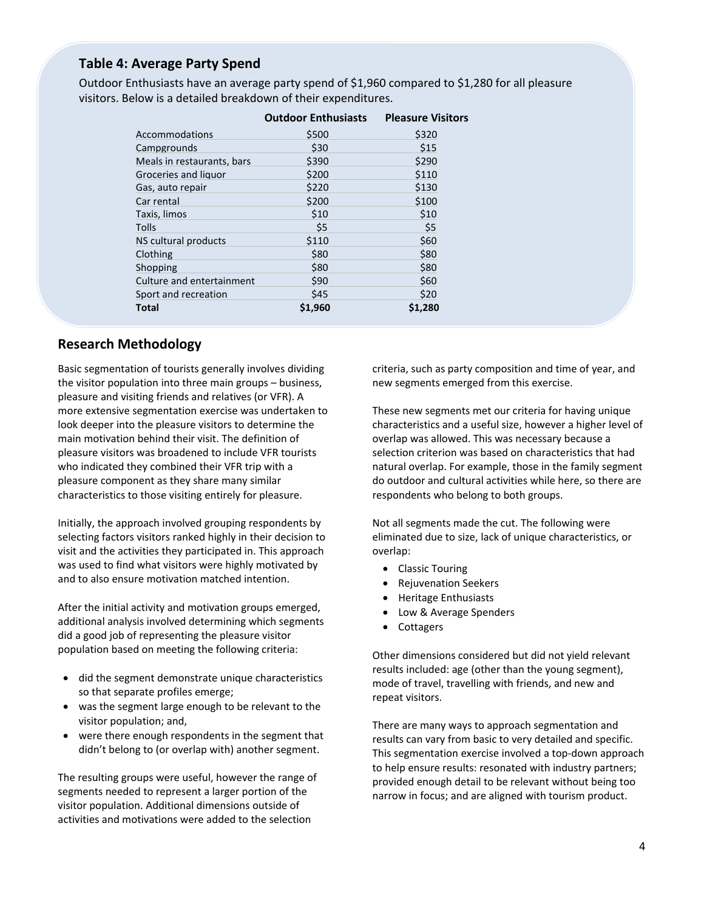## Table 4: Average Party Spend

Outdoor Enthusiasts have an average party spend of $1,960 compared to $1,280 for all pleasure visitors. Below is a detailed breakdown of their expenditures.

| | Outdoor Enthusiasts | Pleasure Visitors |
|---|---|---|
| Accommodations | $500 | $320 |
| Campgrounds | $30 | $15 |
| Meals in restaurants, bars | $390 | $290 |
| Groceries and liquor | $200 | $110 |
| Gas, auto repair | $220 | $130 |
| Car rental | $200 | $100 |
| Taxis, limos | $10 | $10 |
| Tolls | $5 | $5 |
| NS cultural products | $110 | $60 |
| Clothing | $80 | $80 |
| Shopping | $80 | $80 |
| Culture and entertainment | $90 | $60 |
| Sport and recreation | $45 | $20 |
| **Total** | **$1,960** | **$1,280** |

## Research Methodology

Basic segmentation of tourists generally involves dividing the visitor population into three main groups – business, pleasure and visiting friends and relatives (or VFR). A more extensive segmentation exercise was undertaken to look deeper into the pleasure visitors to determine the main motivation behind their visit. The definition of pleasure visitors was broadened to include VFR tourists who indicated they combined their VFR trip with a pleasure component as they share many similar characteristics to those visiting entirely for pleasure.

Initially, the approach involved grouping respondents by selecting factors visitors ranked highly in their decision to visit and the activities they participated in. This approach was used to find what visitors were highly motivated by and to also ensure motivation matched intention.

After the initial activity and motivation groups emerged, additional analysis involved determining which segments did a good job of representing the pleasure visitor population based on meeting the following criteria:

- did the segment demonstrate unique characteristics so that separate profiles emerge;
- was the segment large enough to be relevant to the visitor population; and,
- were there enough respondents in the segment that didn't belong to (or overlap with) another segment.

The resulting groups were useful, however the range of segments needed to represent a larger portion of the visitor population. Additional dimensions outside of activities and motivations were added to the selection criteria, such as party composition and time of year, and new segments emerged from this exercise.

These new segments met our criteria for having unique characteristics and a useful size, however a higher level of overlap was allowed. This was necessary because a selection criterion was based on characteristics that had natural overlap. For example, those in the family segment do outdoor and cultural activities while here, so there are respondents who belong to both groups.

Not all segments made the cut. The following were eliminated due to size, lack of unique characteristics, or overlap:

- Classic Touring
- Rejuvenation Seekers
- Heritage Enthusiasts
- Low & Average Spenders
- Cottagers

Other dimensions considered but did not yield relevant results included: age (other than the young segment), mode of travel, travelling with friends, and new and repeat visitors.

There are many ways to approach segmentation and results can vary from basic to very detailed and specific. This segmentation exercise involved a top-down approach to help ensure results: resonated with industry partners; provided enough detail to be relevant without being too narrow in focus; and are aligned with tourism product.